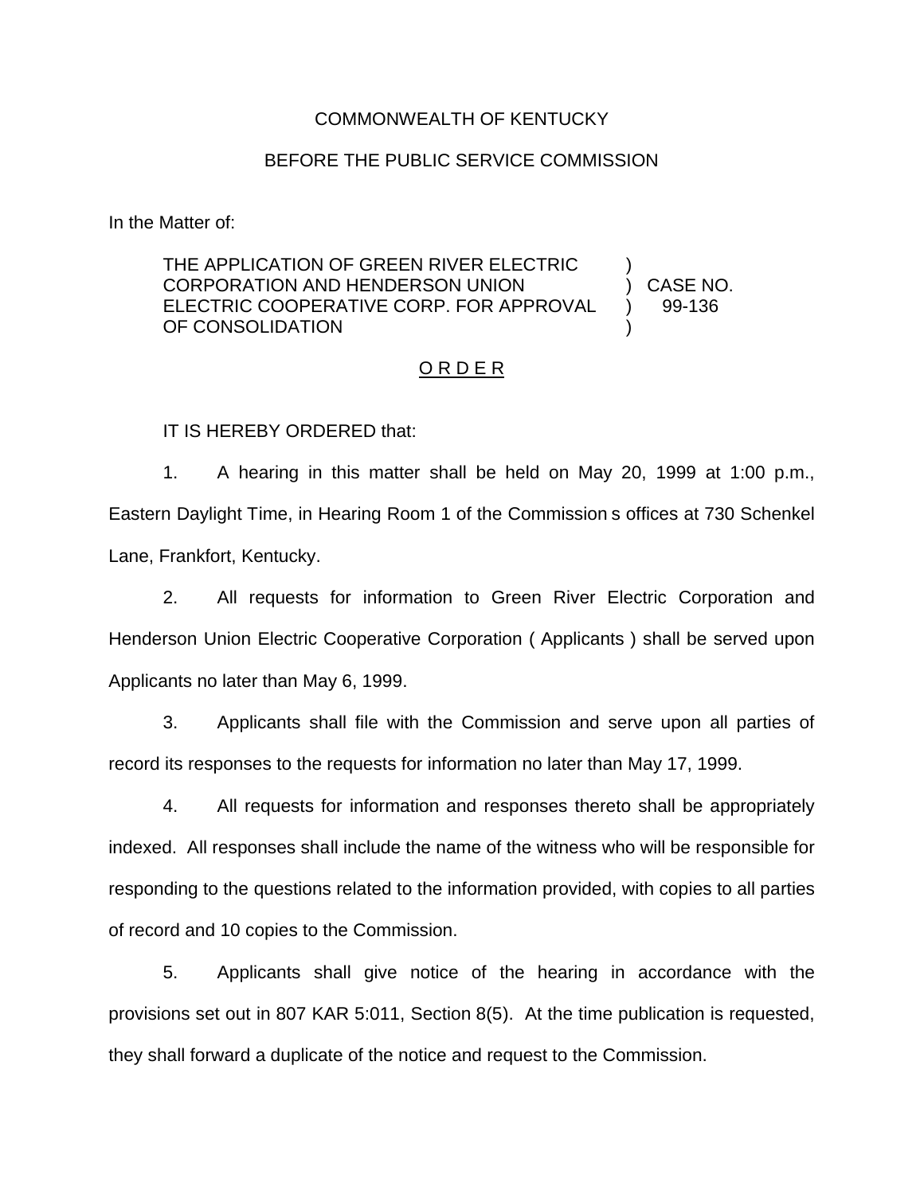COMMONWEALTH OF KENTUCKY

BEFORE THE PUBLIC SERVICE COMMISSION

In the Matter of:

| | | |
|---|---|---|
| THE APPLICATION OF GREEN RIVER ELECTRIC CORPORATION AND HENDERSON UNION ELECTRIC COOPERATIVE CORP. FOR APPROVAL OF CONSOLIDATION | ) | CASE NO. 99-136 |

O R D E R

IT IS HEREBY ORDERED that:

1. A hearing in this matter shall be held on May 20, 1999 at 1:00 p.m., Eastern Daylight Time, in Hearing Room 1 of the Commission s offices at 730 Schenkel Lane, Frankfort, Kentucky.

2. All requests for information to Green River Electric Corporation and Henderson Union Electric Cooperative Corporation ( Applicants ) shall be served upon Applicants no later than May 6, 1999.

3. Applicants shall file with the Commission and serve upon all parties of record its responses to the requests for information no later than May 17, 1999.

4. All requests for information and responses thereto shall be appropriately indexed. All responses shall include the name of the witness who will be responsible for responding to the questions related to the information provided, with copies to all parties of record and 10 copies to the Commission.

5. Applicants shall give notice of the hearing in accordance with the provisions set out in 807 KAR 5:011, Section 8(5). At the time publication is requested, they shall forward a duplicate of the notice and request to the Commission.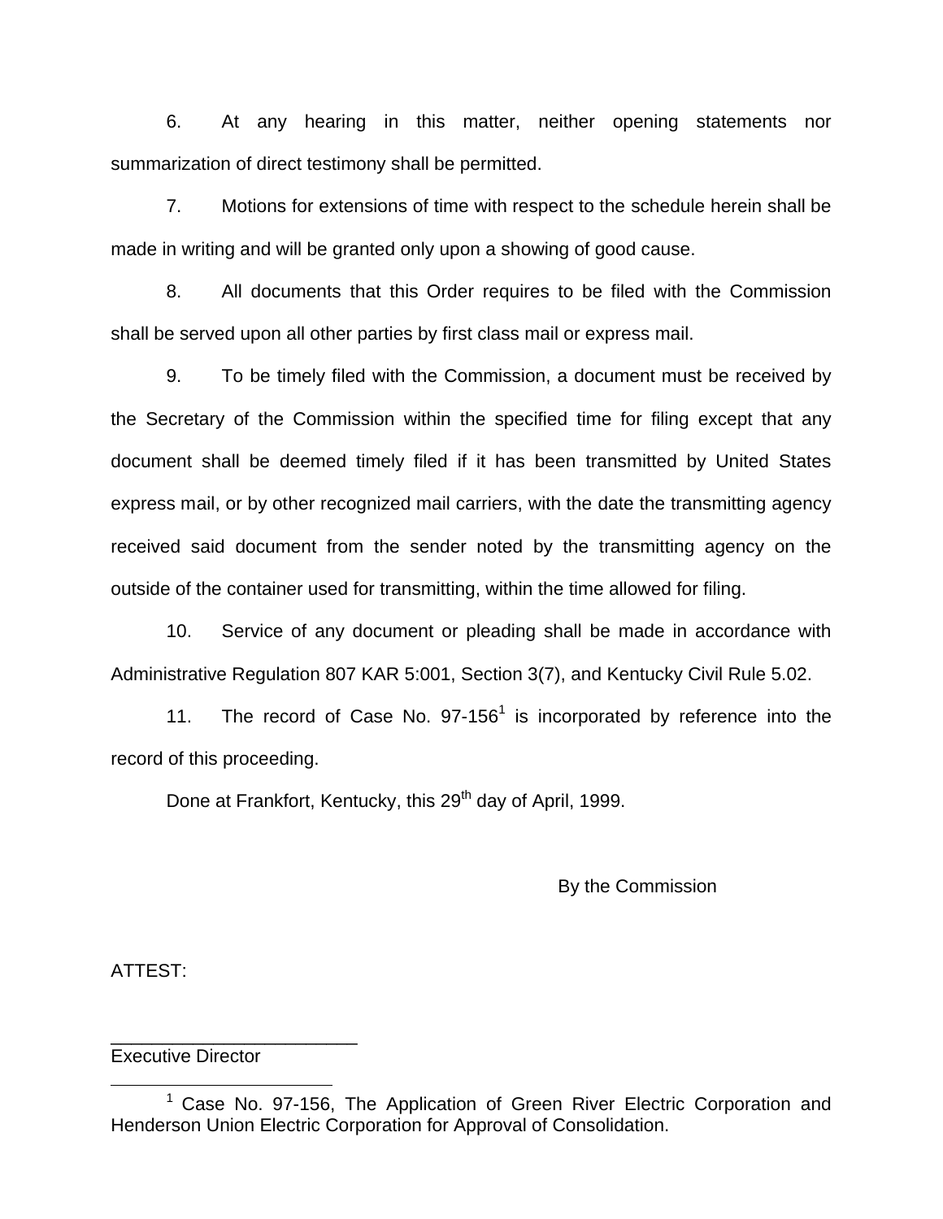6. At any hearing in this matter, neither opening statements nor summarization of direct testimony shall be permitted.

7. Motions for extensions of time with respect to the schedule herein shall be made in writing and will be granted only upon a showing of good cause.

8. All documents that this Order requires to be filed with the Commission shall be served upon all other parties by first class mail or express mail.

9. To be timely filed with the Commission, a document must be received by the Secretary of the Commission within the specified time for filing except that any document shall be deemed timely filed if it has been transmitted by United States express mail, or by other recognized mail carriers, with the date the transmitting agency received said document from the sender noted by the transmitting agency on the outside of the container used for transmitting, within the time allowed for filing.

10. Service of any document or pleading shall be made in accordance with Administrative Regulation 807 KAR 5:001, Section 3(7), and Kentucky Civil Rule 5.02.

11. The record of Case No. 97-156[1] is incorporated by reference into the record of this proceeding.

Done at Frankfort, Kentucky, this 29th day of April, 1999.

By the Commission

ATTEST:

________________________
Executive Director

[1] Case No. 97-156, The Application of Green River Electric Corporation and Henderson Union Electric Corporation for Approval of Consolidation.